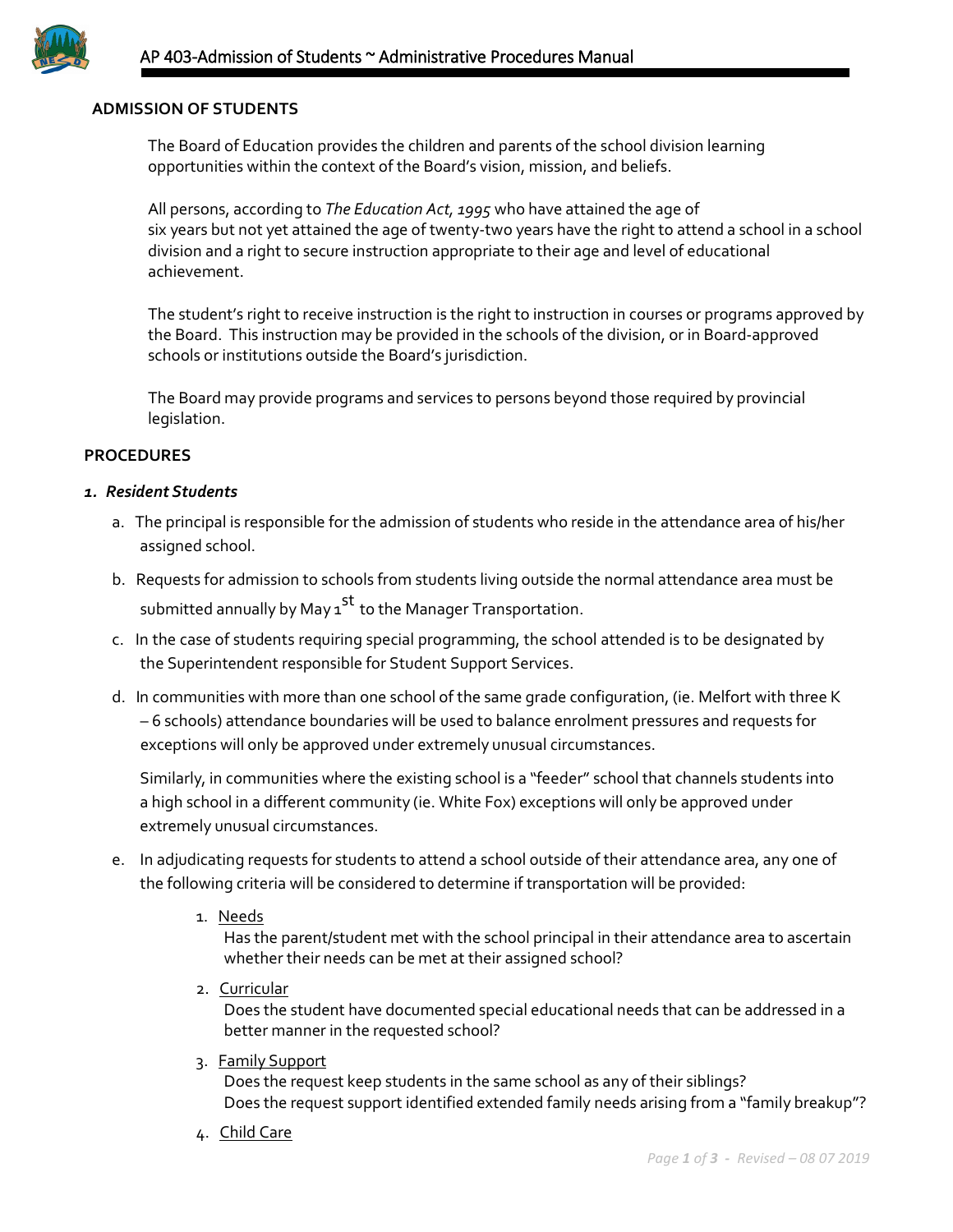## ADMISSION OF STUDENTS

The Board of Education provides the children and parents of the school division learning opportunities within the context of the Board's vision, mission, and beliefs.

All persons, according to *The Education Act, 1995* who have attained the age of six years but not yet attained the age of twenty-two years have the right to attend a school in a school division and a right to secure instruction appropriate to their age and level of educational achievement.

The student's right to receive instruction is the right to instruction in courses or programs approved by the Board. This instruction may be provided in the schools of the division, or in Board-approved schools or institutions outside the Board's jurisdiction.

The Board may provide programs and services to persons beyond those required by provincial legislation.

## PROCEDURES

### *1. Resident Students*

a. The principal is responsible for the admission of students who reside in the attendance area of his/her assigned school.

b. Requests for admission to schools from students living outside the normal attendance area must be submitted annually by May 1st to the Manager Transportation.

c. In the case of students requiring special programming, the school attended is to be designated by the Superintendent responsible for Student Support Services.

d. In communities with more than one school of the same grade configuration, (ie. Melfort with three K – 6 schools) attendance boundaries will be used to balance enrolment pressures and requests for exceptions will only be approved under extremely unusual circumstances.

   Similarly, in communities where the existing school is a "feeder" school that channels students into a high school in a different community (ie. White Fox) exceptions will only be approved under extremely unusual circumstances.

e. In adjudicating requests for students to attend a school outside of their attendance area, any one of the following criteria will be considered to determine if transportation will be provided:

   1. Needs
      Has the parent/student met with the school principal in their attendance area to ascertain whether their needs can be met at their assigned school?

   2. Curricular
      Does the student have documented special educational needs that can be addressed in a better manner in the requested school?

   3. Family Support
      Does the request keep students in the same school as any of their siblings?
      Does the request support identified extended family needs arising from a "family breakup"?

   4. Child Care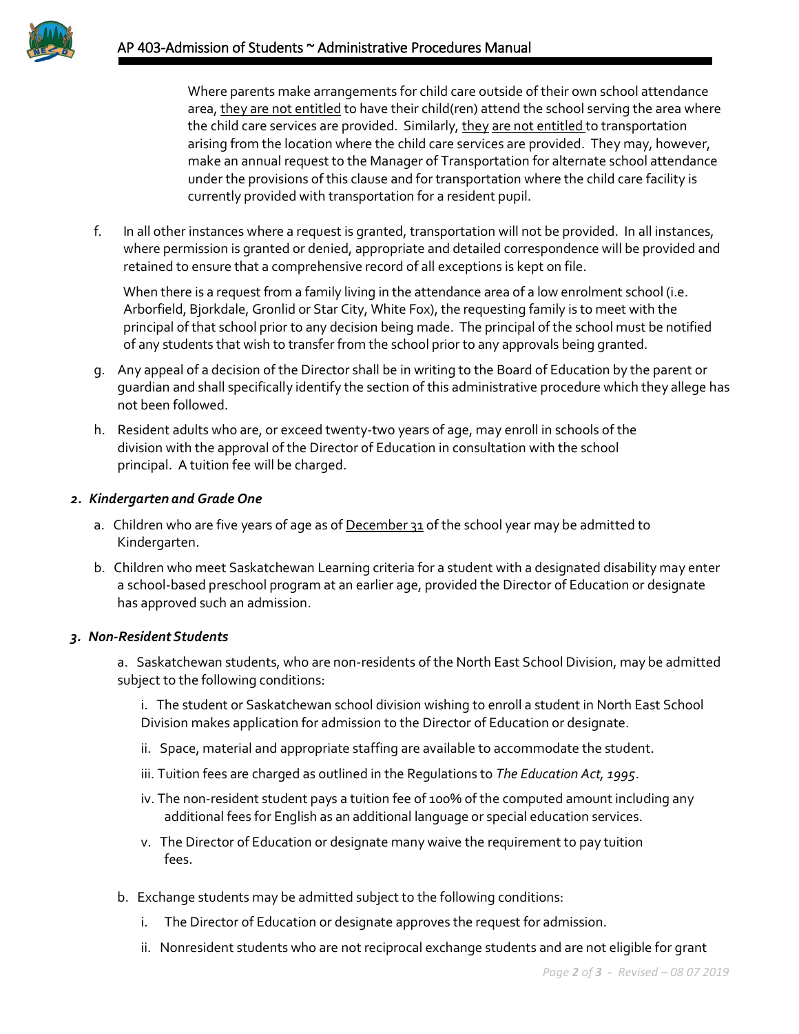Where parents make arrangements for child care outside of their own school attendance area, <u>they are not entitled</u> to have their child(ren) attend the school serving the area where the child care services are provided. Similarly, <u>they</u> <u>are not entitled</u> to transportation arising from the location where the child care services are provided. They may, however, make an annual request to the Manager of Transportation for alternate school attendance under the provisions of this clause and for transportation where the child care facility is currently provided with transportation for a resident pupil.

f. In all other instances where a request is granted, transportation will not be provided. In all instances, where permission is granted or denied, appropriate and detailed correspondence will be provided and retained to ensure that a comprehensive record of all exceptions is kept on file.

   When there is a request from a family living in the attendance area of a low enrolment school (i.e. Arborfield, Bjorkdale, Gronlid or Star City, White Fox), the requesting family is to meet with the principal of that school prior to any decision being made. The principal of the school must be notified of any students that wish to transfer from the school prior to any approvals being granted.

g. Any appeal of a decision of the Director shall be in writing to the Board of Education by the parent or guardian and shall specifically identify the section of this administrative procedure which they allege has not been followed.

h. Resident adults who are, or exceed twenty-two years of age, may enroll in schools of the division with the approval of the Director of Education in consultation with the school principal. A tuition fee will be charged.

### *2. Kindergarten and Grade One*

a. Children who are five years of age as of <u>December 31</u> of the school year may be admitted to Kindergarten.

b. Children who meet Saskatchewan Learning criteria for a student with a designated disability may enter a school-based preschool program at an earlier age, provided the Director of Education or designate has approved such an admission.

### *3. Non-Resident Students*

a. Saskatchewan students, who are non-residents of the North East School Division, may be admitted subject to the following conditions:

   i. The student or Saskatchewan school division wishing to enroll a student in North East School Division makes application for admission to the Director of Education or designate.

   ii. Space, material and appropriate staffing are available to accommodate the student.

   iii. Tuition fees are charged as outlined in the Regulations to *The Education Act, 1995*.

   iv. The non-resident student pays a tuition fee of 100% of the computed amount including any additional fees for English as an additional language or special education services.

   v. The Director of Education or designate many waive the requirement to pay tuition fees.

b. Exchange students may be admitted subject to the following conditions:

   i. The Director of Education or designate approves the request for admission.

   ii. Nonresident students who are not reciprocal exchange students and are not eligible for grant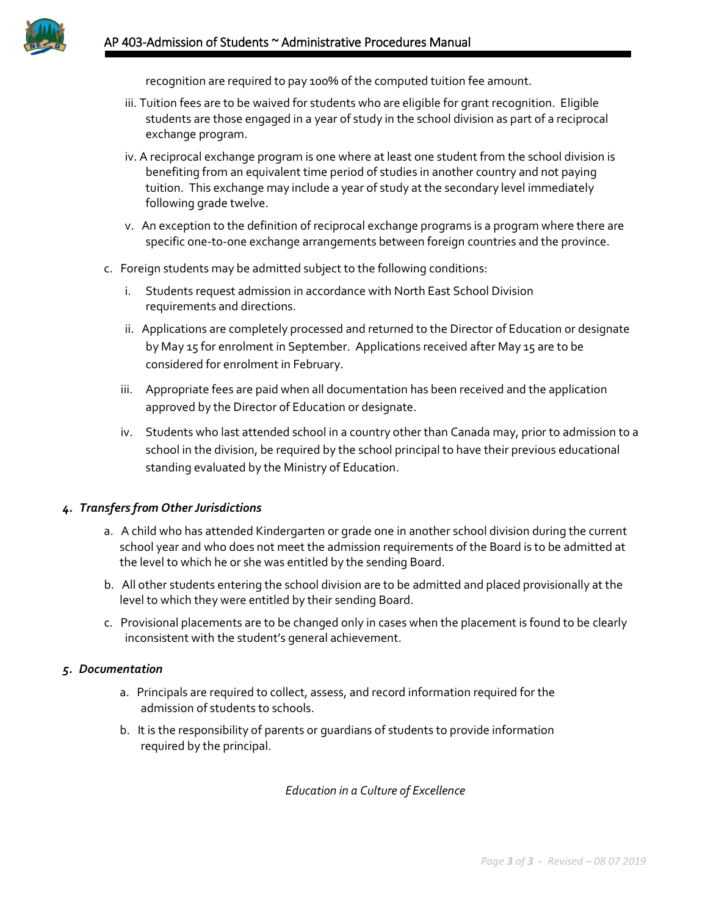recognition are required to pay 100% of the computed tuition fee amount.

iii. Tuition fees are to be waived for students who are eligible for grant recognition. Eligible students are those engaged in a year of study in the school division as part of a reciprocal exchange program.

iv. A reciprocal exchange program is one where at least one student from the school division is benefiting from an equivalent time period of studies in another country and not paying tuition. This exchange may include a year of study at the secondary level immediately following grade twelve.

v. An exception to the definition of reciprocal exchange programs is a program where there are specific one-to-one exchange arrangements between foreign countries and the province.

c. Foreign students may be admitted subject to the following conditions:

i. Students request admission in accordance with North East School Division requirements and directions.

ii. Applications are completely processed and returned to the Director of Education or designate by May 15 for enrolment in September. Applications received after May 15 are to be considered for enrolment in February.

iii. Appropriate fees are paid when all documentation has been received and the application approved by the Director of Education or designate.

iv. Students who last attended school in a country other than Canada may, prior to admission to a school in the division, be required by the school principal to have their previous educational standing evaluated by the Ministry of Education.

### *4. Transfers from Other Jurisdictions*

a. A child who has attended Kindergarten or grade one in another school division during the current school year and who does not meet the admission requirements of the Board is to be admitted at the level to which he or she was entitled by the sending Board.

b. All other students entering the school division are to be admitted and placed provisionally at the level to which they were entitled by their sending Board.

c. Provisional placements are to be changed only in cases when the placement is found to be clearly inconsistent with the student's general achievement.

### *5. Documentation*

a. Principals are required to collect, assess, and record information required for the admission of students to schools.

b. It is the responsibility of parents or guardians of students to provide information required by the principal.

*Education in a Culture of Excellence*